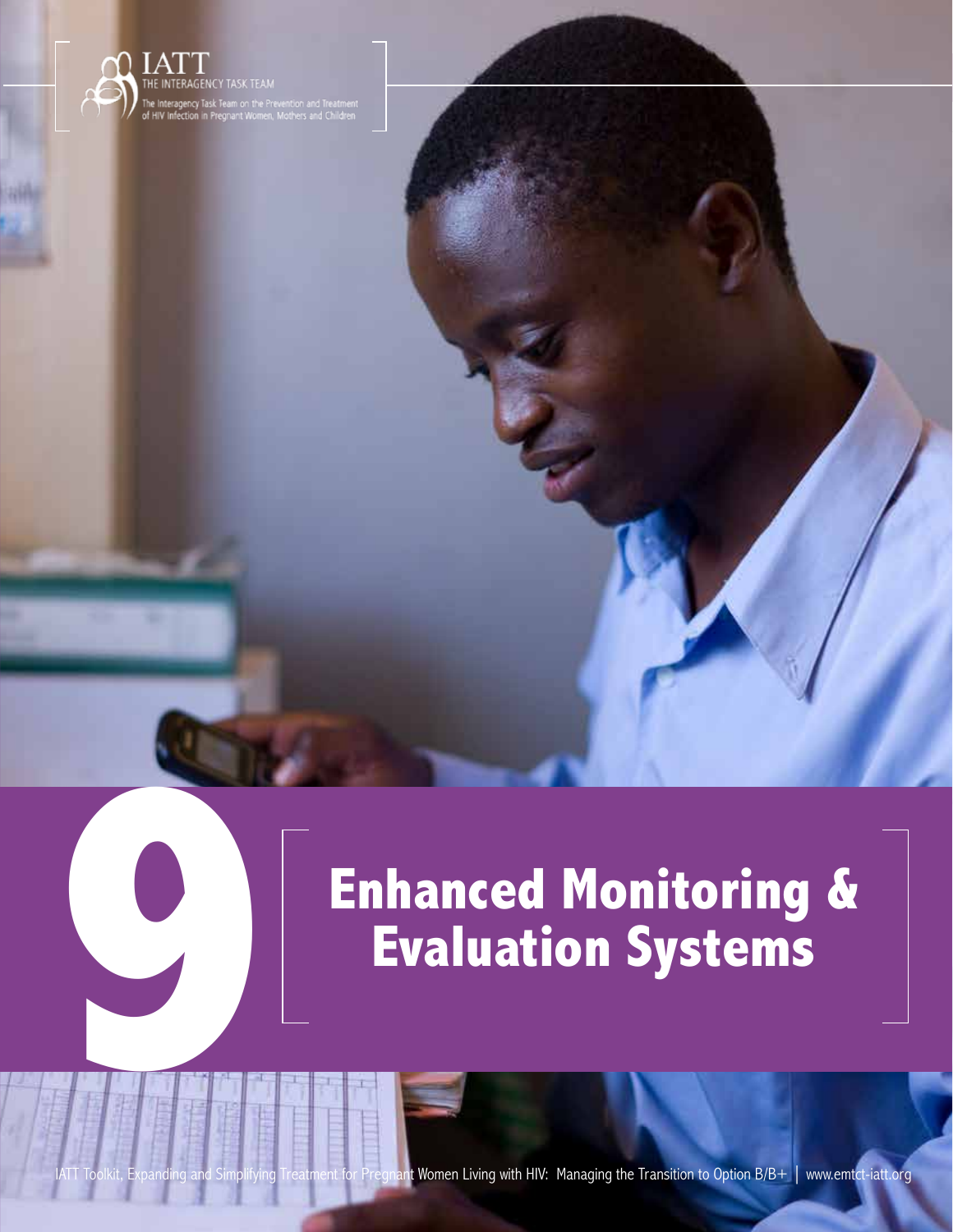IATT
THE INTERAGENCY TASK TEAM
The Interagency Task Team on the Prevention and Treatment of HIV Infection in Pregnant Women, Mothers and Children

# 9 Enhanced Monitoring & Evaluation Systems

IATT Toolkit, Expanding and Simplifying Treatment for Pregnant Women Living with HIV: Managing the Transition to Option B/B+ | www.emtct-iatt.org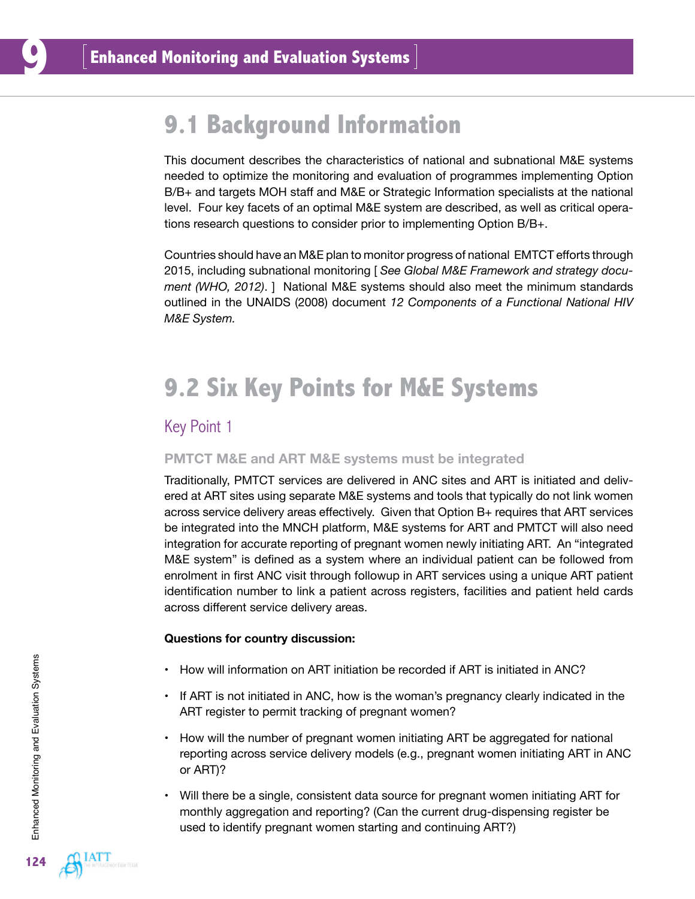# 9 Enhanced Monitoring and Evaluation Systems

## 9.1 Background Information

This document describes the characteristics of national and subnational M&E systems needed to optimize the monitoring and evaluation of programmes implementing Option B/B+ and targets MOH staff and M&E or Strategic Information specialists at the national level. Four key facets of an optimal M&E system are described, as well as critical operations research questions to consider prior to implementing Option B/B+.

Countries should have an M&E plan to monitor progress of national EMTCT efforts through 2015, including subnational monitoring [ *See Global M&E Framework and strategy document (WHO, 2012)*. ] National M&E systems should also meet the minimum standards outlined in the UNAIDS (2008) document *12 Components of a Functional National HIV M&E System.*

## 9.2 Six Key Points for M&E Systems

### Key Point 1

#### PMTCT M&E and ART M&E systems must be integrated

Traditionally, PMTCT services are delivered in ANC sites and ART is initiated and delivered at ART sites using separate M&E systems and tools that typically do not link women across service delivery areas effectively. Given that Option B+ requires that ART services be integrated into the MNCH platform, M&E systems for ART and PMTCT will also need integration for accurate reporting of pregnant women newly initiating ART. An "integrated M&E system" is defined as a system where an individual patient can be followed from enrolment in first ANC visit through followup in ART services using a unique ART patient identification number to link a patient across registers, facilities and patient held cards across different service delivery areas.

**Questions for country discussion:**

- How will information on ART initiation be recorded if ART is initiated in ANC?
- If ART is not initiated in ANC, how is the woman's pregnancy clearly indicated in the ART register to permit tracking of pregnant women?
- How will the number of pregnant women initiating ART be aggregated for national reporting across service delivery models (e.g., pregnant women initiating ART in ANC or ART)?
- Will there be a single, consistent data source for pregnant women initiating ART for monthly aggregation and reporting? (Can the current drug-dispensing register be used to identify pregnant women starting and continuing ART?)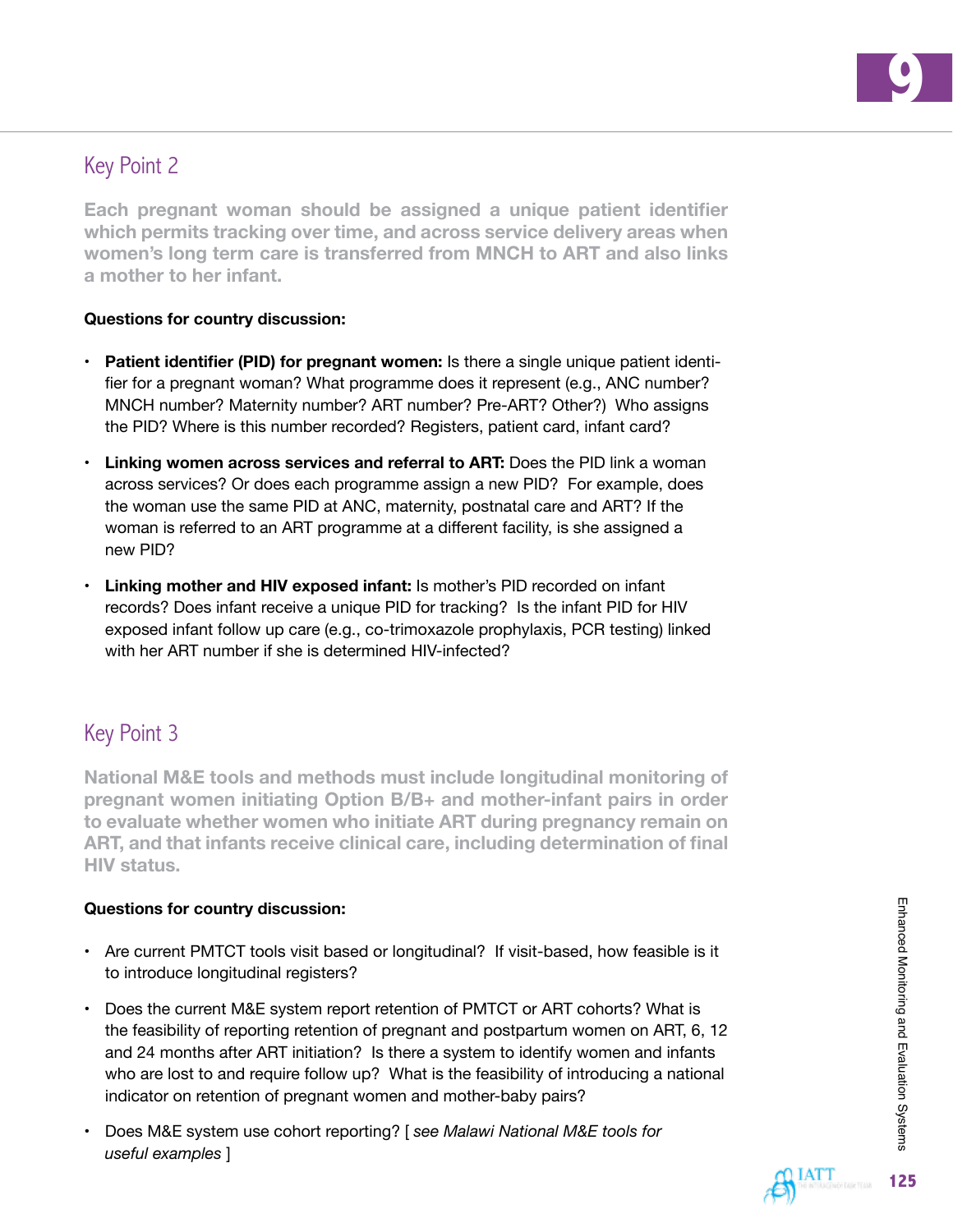## Key Point 2

**Each pregnant woman should be assigned a unique patient identifier which permits tracking over time, and across service delivery areas when women's long term care is transferred from MNCH to ART and also links a mother to her infant.**

**Questions for country discussion:**

- **Patient identifier (PID) for pregnant women:** Is there a single unique patient identifier for a pregnant woman? What programme does it represent (e.g., ANC number? MNCH number? Maternity number? ART number? Pre-ART? Other?) Who assigns the PID? Where is this number recorded? Registers, patient card, infant card?

- **Linking women across services and referral to ART:** Does the PID link a woman across services? Or does each programme assign a new PID? For example, does the woman use the same PID at ANC, maternity, postnatal care and ART? If the woman is referred to an ART programme at a different facility, is she assigned a new PID?

- **Linking mother and HIV exposed infant:** Is mother's PID recorded on infant records? Does infant receive a unique PID for tracking? Is the infant PID for HIV exposed infant follow up care (e.g., co-trimoxazole prophylaxis, PCR testing) linked with her ART number if she is determined HIV-infected?

## Key Point 3

**National M&E tools and methods must include longitudinal monitoring of pregnant women initiating Option B/B+ and mother-infant pairs in order to evaluate whether women who initiate ART during pregnancy remain on ART, and that infants receive clinical care, including determination of final HIV status.**

**Questions for country discussion:**

- Are current PMTCT tools visit based or longitudinal? If visit-based, how feasible is it to introduce longitudinal registers?

- Does the current M&E system report retention of PMTCT or ART cohorts? What is the feasibility of reporting retention of pregnant and postpartum women on ART, 6, 12 and 24 months after ART initiation? Is there a system to identify women and infants who are lost to and require follow up? What is the feasibility of introducing a national indicator on retention of pregnant women and mother-baby pairs?

- Does M&E system use cohort reporting? [ *see Malawi National M&E tools for useful examples* ]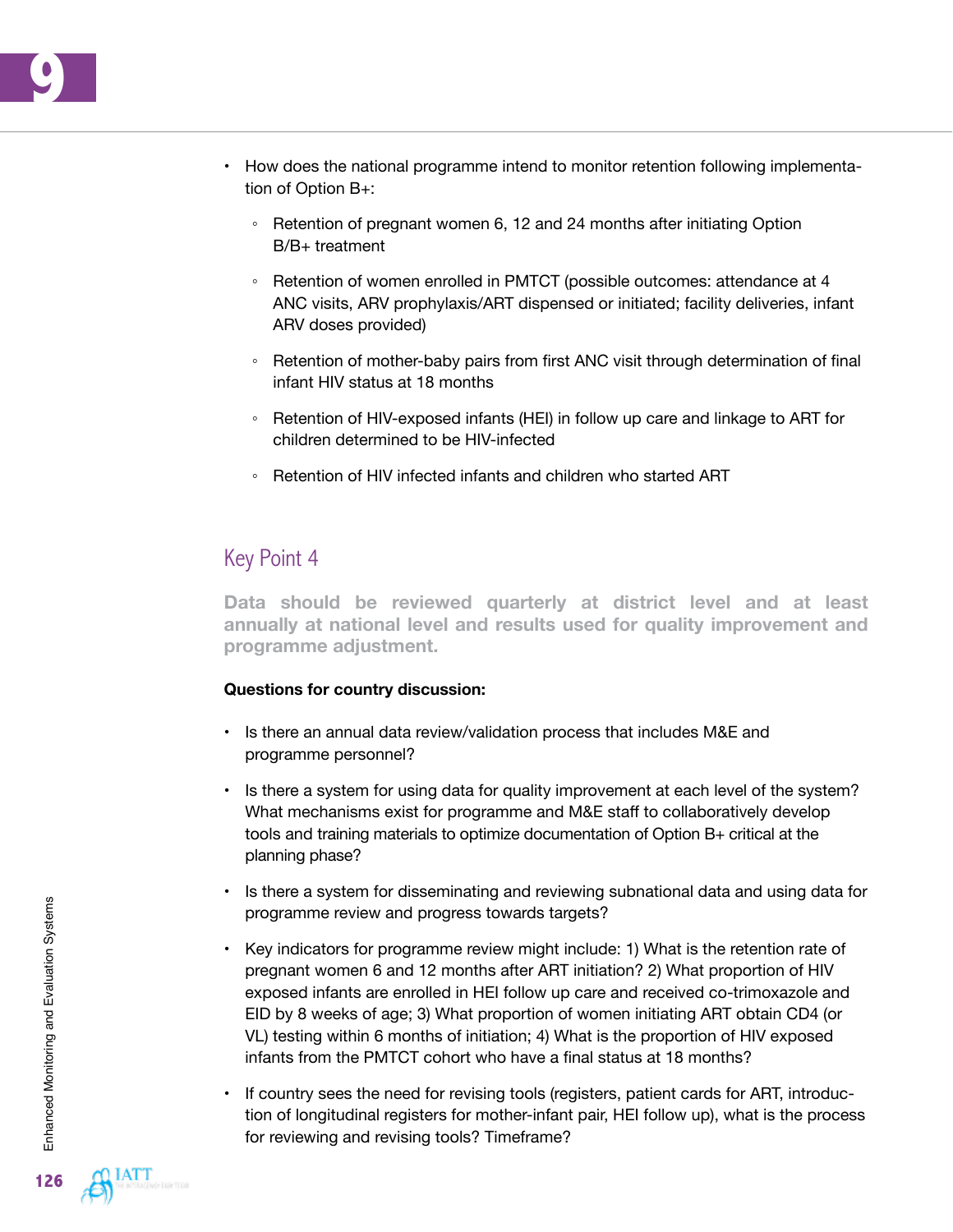- How does the national programme intend to monitor retention following implementation of Option B+:
  - Retention of pregnant women 6, 12 and 24 months after initiating Option B/B+ treatment
  - Retention of women enrolled in PMTCT (possible outcomes: attendance at 4 ANC visits, ARV prophylaxis/ART dispensed or initiated; facility deliveries, infant ARV doses provided)
  - Retention of mother-baby pairs from first ANC visit through determination of final infant HIV status at 18 months
  - Retention of HIV-exposed infants (HEI) in follow up care and linkage to ART for children determined to be HIV-infected
  - Retention of HIV infected infants and children who started ART

## Key Point 4

**Data should be reviewed quarterly at district level and at least annually at national level and results used for quality improvement and programme adjustment.**

**Questions for country discussion:**

- Is there an annual data review/validation process that includes M&E and programme personnel?
- Is there a system for using data for quality improvement at each level of the system? What mechanisms exist for programme and M&E staff to collaboratively develop tools and training materials to optimize documentation of Option B+ critical at the planning phase?
- Is there a system for disseminating and reviewing subnational data and using data for programme review and progress towards targets?
- Key indicators for programme review might include: 1) What is the retention rate of pregnant women 6 and 12 months after ART initiation? 2) What proportion of HIV exposed infants are enrolled in HEI follow up care and received co-trimoxazole and EID by 8 weeks of age; 3) What proportion of women initiating ART obtain CD4 (or VL) testing within 6 months of initiation; 4) What is the proportion of HIV exposed infants from the PMTCT cohort who have a final status at 18 months?
- If country sees the need for revising tools (registers, patient cards for ART, introduction of longitudinal registers for mother-infant pair, HEI follow up), what is the process for reviewing and revising tools? Timeframe?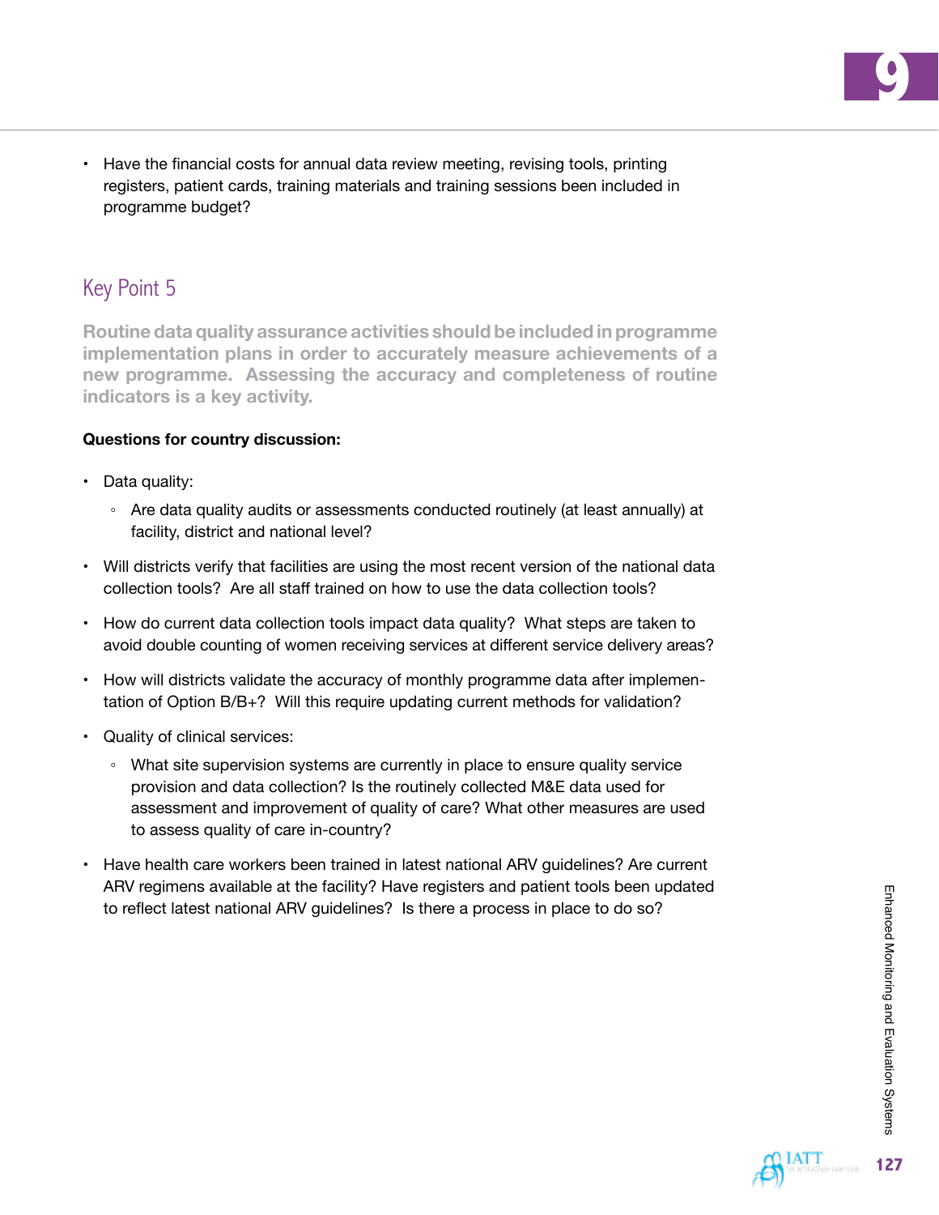- Have the financial costs for annual data review meeting, revising tools, printing registers, patient cards, training materials and training sessions been included in programme budget?

## Key Point 5

**Routine data quality assurance activities should be included in programme implementation plans in order to accurately measure achievements of a new programme. Assessing the accuracy and completeness of routine indicators is a key activity.**

**Questions for country discussion:**

- Data quality:
  - Are data quality audits or assessments conducted routinely (at least annually) at facility, district and national level?
- Will districts verify that facilities are using the most recent version of the national data collection tools? Are all staff trained on how to use the data collection tools?
- How do current data collection tools impact data quality? What steps are taken to avoid double counting of women receiving services at different service delivery areas?
- How will districts validate the accuracy of monthly programme data after implementation of Option B/B+? Will this require updating current methods for validation?
- Quality of clinical services:
  - What site supervision systems are currently in place to ensure quality service provision and data collection? Is the routinely collected M&E data used for assessment and improvement of quality of care? What other measures are used to assess quality of care in-country?
- Have health care workers been trained in latest national ARV guidelines? Are current ARV regimens available at the facility? Have registers and patient tools been updated to reflect latest national ARV guidelines? Is there a process in place to do so?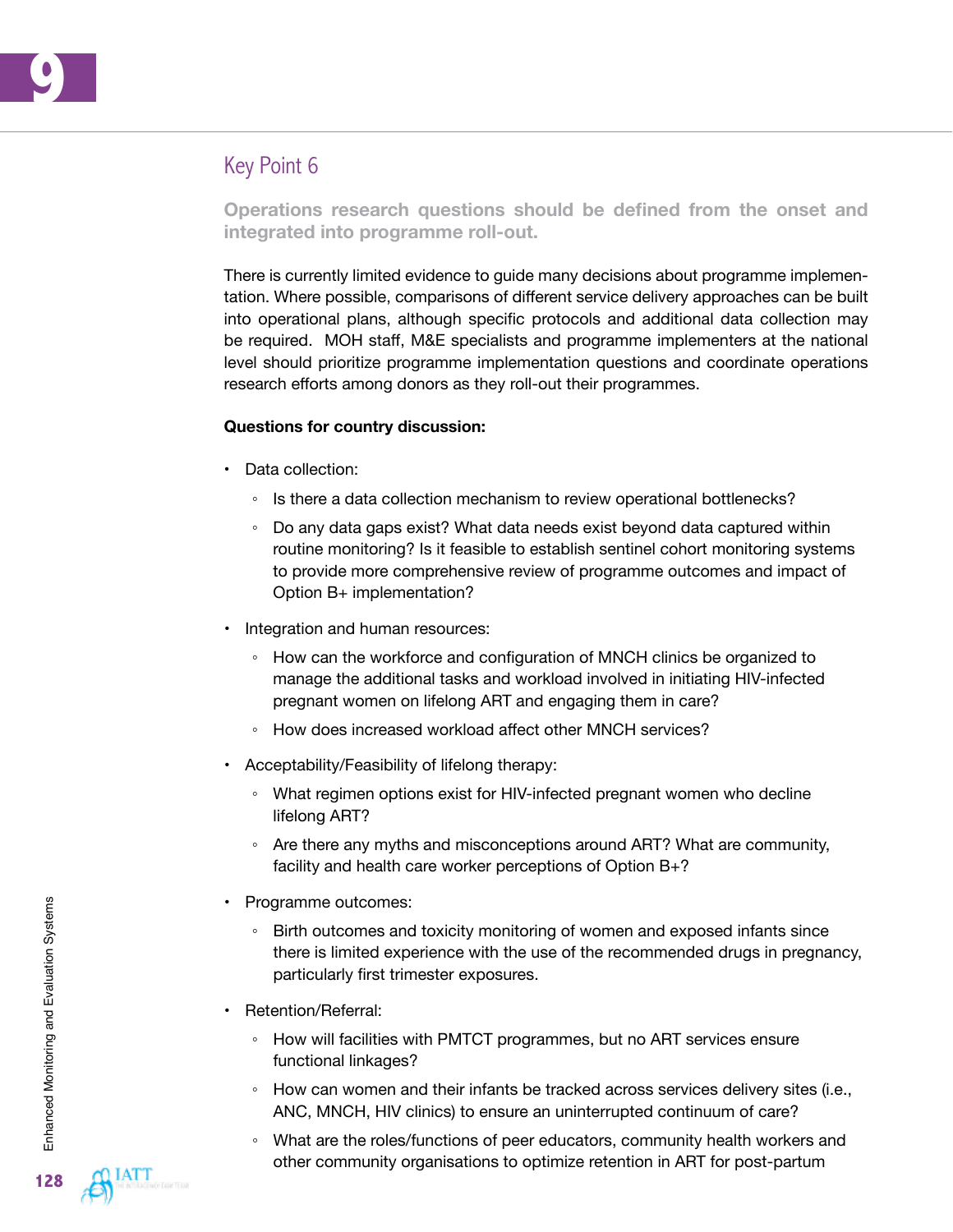## Key Point 6

**Operations research questions should be defined from the onset and integrated into programme roll-out.**

There is currently limited evidence to guide many decisions about programme implementation. Where possible, comparisons of different service delivery approaches can be built into operational plans, although specific protocols and additional data collection may be required. MOH staff, M&E specialists and programme implementers at the national level should prioritize programme implementation questions and coordinate operations research efforts among donors as they roll-out their programmes.

**Questions for country discussion:**

- Data collection:
  - Is there a data collection mechanism to review operational bottlenecks?
  - Do any data gaps exist? What data needs exist beyond data captured within routine monitoring? Is it feasible to establish sentinel cohort monitoring systems to provide more comprehensive review of programme outcomes and impact of Option B+ implementation?
- Integration and human resources:
  - How can the workforce and configuration of MNCH clinics be organized to manage the additional tasks and workload involved in initiating HIV-infected pregnant women on lifelong ART and engaging them in care?
  - How does increased workload affect other MNCH services?
- Acceptability/Feasibility of lifelong therapy:
  - What regimen options exist for HIV-infected pregnant women who decline lifelong ART?
  - Are there any myths and misconceptions around ART? What are community, facility and health care worker perceptions of Option B+?
- Programme outcomes:
  - Birth outcomes and toxicity monitoring of women and exposed infants since there is limited experience with the use of the recommended drugs in pregnancy, particularly first trimester exposures.
- Retention/Referral:
  - How will facilities with PMTCT programmes, but no ART services ensure functional linkages?
  - How can women and their infants be tracked across services delivery sites (i.e., ANC, MNCH, HIV clinics) to ensure an uninterrupted continuum of care?
  - What are the roles/functions of peer educators, community health workers and other community organisations to optimize retention in ART for post-partum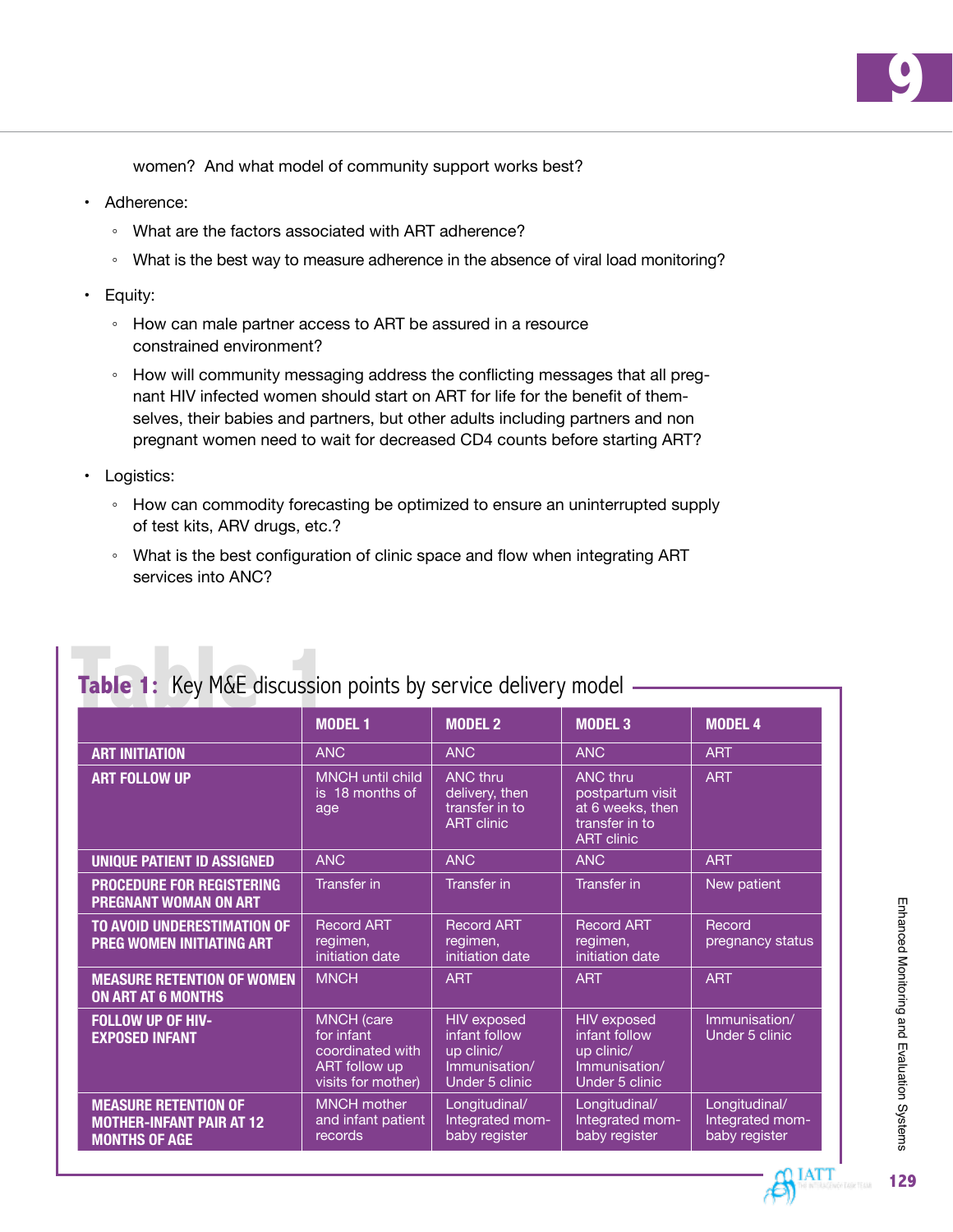women? And what model of community support works best?

- Adherence:
  - What are the factors associated with ART adherence?
  - What is the best way to measure adherence in the absence of viral load monitoring?
- Equity:
  - How can male partner access to ART be assured in a resource constrained environment?
  - How will community messaging address the conflicting messages that all pregnant HIV infected women should start on ART for life for the benefit of themselves, their babies and partners, but other adults including partners and non pregnant women need to wait for decreased CD4 counts before starting ART?
- Logistics:
  - How can commodity forecasting be optimized to ensure an uninterrupted supply of test kits, ARV drugs, etc.?
  - What is the best configuration of clinic space and flow when integrating ART services into ANC?

## Table 1: Key M&E discussion points by service delivery model

| | MODEL 1 | MODEL 2 | MODEL 3 | MODEL 4 |
|---|---|---|---|---|
| ART INITIATION | ANC | ANC | ANC | ART |
| ART FOLLOW UP | MNCH until child is 18 months of age | ANC thru delivery, then transfer in to ART clinic | ANC thru postpartum visit at 6 weeks, then transfer in to ART clinic | ART |
| UNIQUE PATIENT ID ASSIGNED | ANC | ANC | ANC | ART |
| PROCEDURE FOR REGISTERING PREGNANT WOMAN ON ART | Transfer in | Transfer in | Transfer in | New patient |
| TO AVOID UNDERESTIMATION OF PREG WOMEN INITIATING ART | Record ART regimen, initiation date | Record ART regimen, initiation date | Record ART regimen, initiation date | Record pregnancy status |
| MEASURE RETENTION OF WOMEN ON ART AT 6 MONTHS | MNCH | ART | ART | ART |
| FOLLOW UP OF HIV-EXPOSED INFANT | MNCH (care for infant coordinated with ART follow up visits for mother) | HIV exposed infant follow up clinic/ Immunisation/ Under 5 clinic | HIV exposed infant follow up clinic/ Immunisation/ Under 5 clinic | Immunisation/ Under 5 clinic |
| MEASURE RETENTION OF MOTHER-INFANT PAIR AT 12 MONTHS OF AGE | MNCH mother and infant patient records | Longitudinal/ Integrated mom-baby register | Longitudinal/ Integrated mom-baby register | Longitudinal/ Integrated mom-baby register |